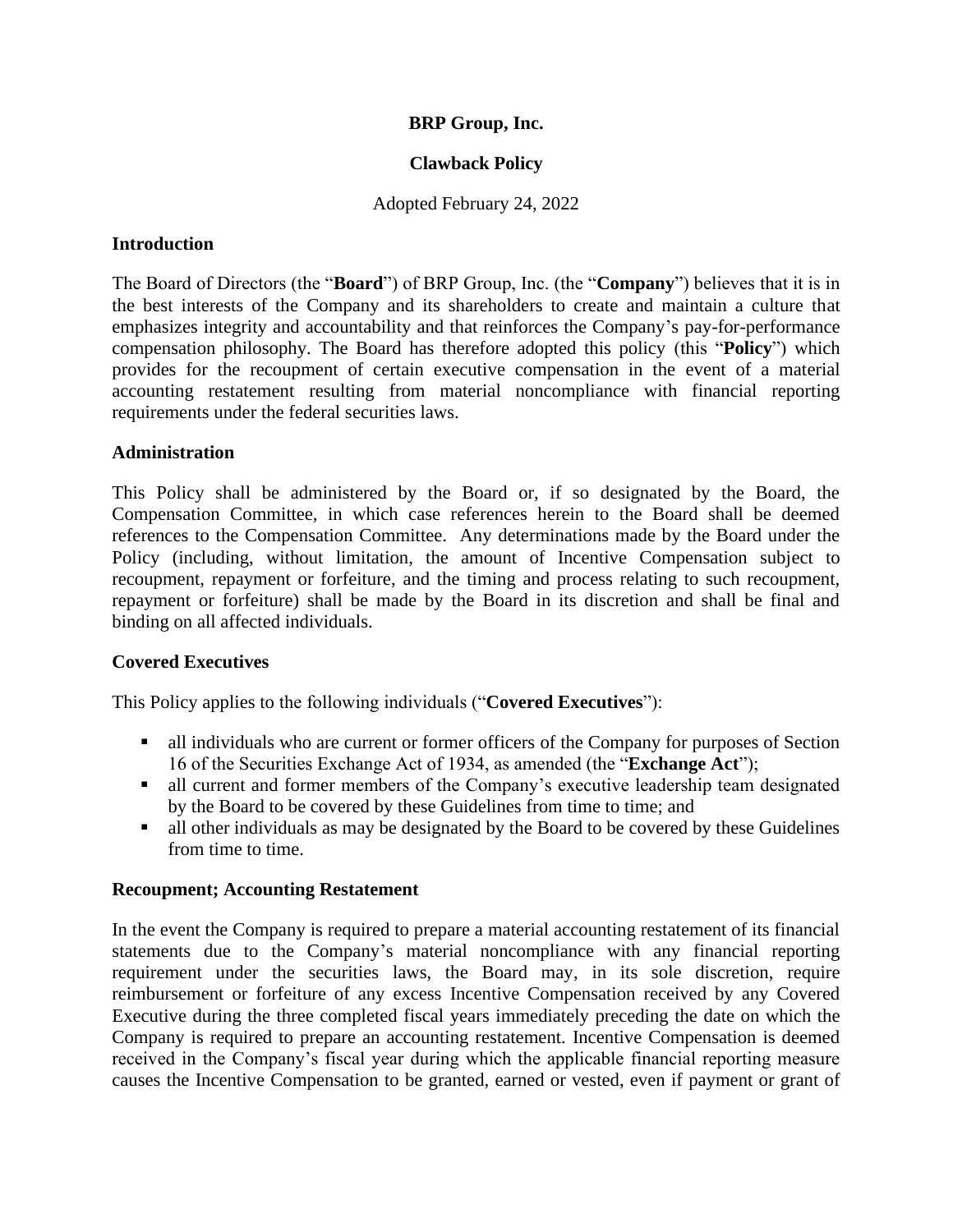**BRP Group, Inc.**

**Clawback Policy**

Adopted February 24, 2022

## Introduction

The Board of Directors (the "**Board**") of BRP Group, Inc. (the "**Company**") believes that it is in the best interests of the Company and its shareholders to create and maintain a culture that emphasizes integrity and accountability and that reinforces the Company's pay-for-performance compensation philosophy. The Board has therefore adopted this policy (this "**Policy**") which provides for the recoupment of certain executive compensation in the event of a material accounting restatement resulting from material noncompliance with financial reporting requirements under the federal securities laws.

## Administration

This Policy shall be administered by the Board or, if so designated by the Board, the Compensation Committee, in which case references herein to the Board shall be deemed references to the Compensation Committee. Any determinations made by the Board under the Policy (including, without limitation, the amount of Incentive Compensation subject to recoupment, repayment or forfeiture, and the timing and process relating to such recoupment, repayment or forfeiture) shall be made by the Board in its discretion and shall be final and binding on all affected individuals.

## Covered Executives

This Policy applies to the following individuals ("**Covered Executives**"):

- all individuals who are current or former officers of the Company for purposes of Section 16 of the Securities Exchange Act of 1934, as amended (the "**Exchange Act**");
- all current and former members of the Company's executive leadership team designated by the Board to be covered by these Guidelines from time to time; and
- all other individuals as may be designated by the Board to be covered by these Guidelines from time to time.

## Recoupment; Accounting Restatement

In the event the Company is required to prepare a material accounting restatement of its financial statements due to the Company's material noncompliance with any financial reporting requirement under the securities laws, the Board may, in its sole discretion, require reimbursement or forfeiture of any excess Incentive Compensation received by any Covered Executive during the three completed fiscal years immediately preceding the date on which the Company is required to prepare an accounting restatement. Incentive Compensation is deemed received in the Company's fiscal year during which the applicable financial reporting measure causes the Incentive Compensation to be granted, earned or vested, even if payment or grant of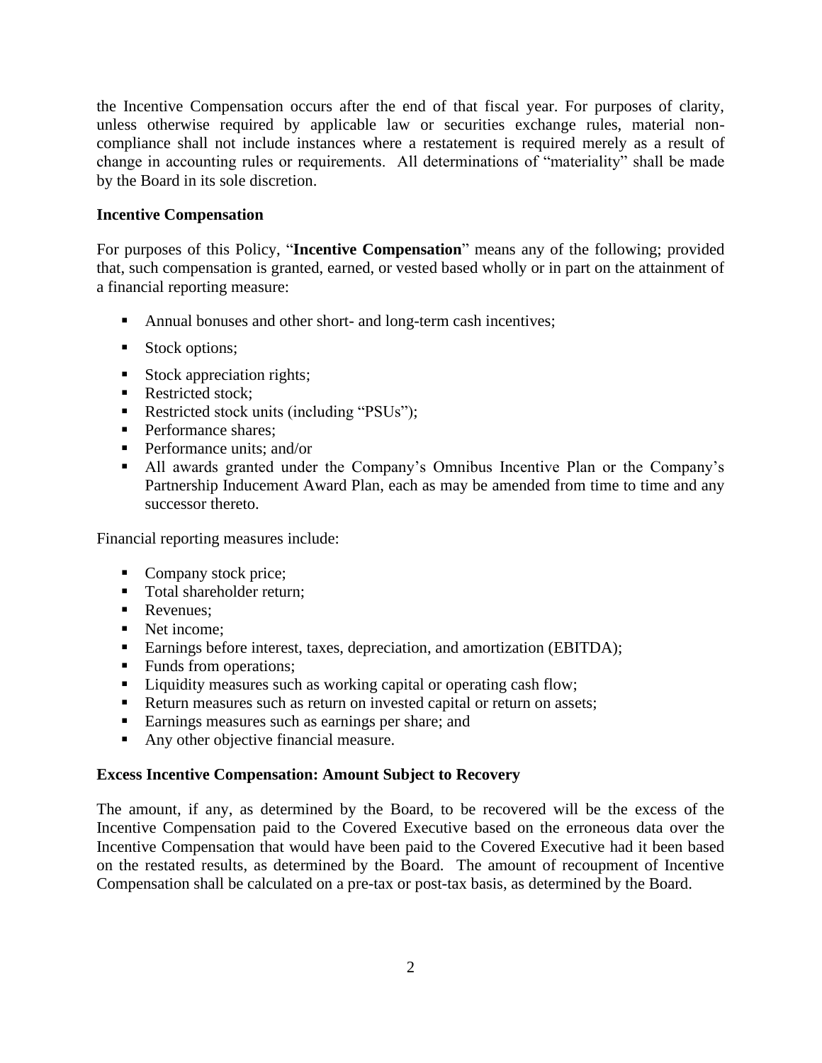the Incentive Compensation occurs after the end of that fiscal year. For purposes of clarity, unless otherwise required by applicable law or securities exchange rules, material non-compliance shall not include instances where a restatement is required merely as a result of change in accounting rules or requirements. All determinations of "materiality" shall be made by the Board in its sole discretion.

**Incentive Compensation**

For purposes of this Policy, "**Incentive Compensation**" means any of the following; provided that, such compensation is granted, earned, or vested based wholly or in part on the attainment of a financial reporting measure:

- Annual bonuses and other short- and long-term cash incentives;
- Stock options;
- Stock appreciation rights;
- Restricted stock;
- Restricted stock units (including "PSUs");
- Performance shares;
- Performance units; and/or
- All awards granted under the Company's Omnibus Incentive Plan or the Company's Partnership Inducement Award Plan, each as may be amended from time to time and any successor thereto.

Financial reporting measures include:

- Company stock price;
- Total shareholder return;
- Revenues;
- Net income;
- Earnings before interest, taxes, depreciation, and amortization (EBITDA);
- Funds from operations;
- Liquidity measures such as working capital or operating cash flow;
- Return measures such as return on invested capital or return on assets;
- Earnings measures such as earnings per share; and
- Any other objective financial measure.

**Excess Incentive Compensation: Amount Subject to Recovery**

The amount, if any, as determined by the Board, to be recovered will be the excess of the Incentive Compensation paid to the Covered Executive based on the erroneous data over the Incentive Compensation that would have been paid to the Covered Executive had it been based on the restated results, as determined by the Board. The amount of recoupment of Incentive Compensation shall be calculated on a pre-tax or post-tax basis, as determined by the Board.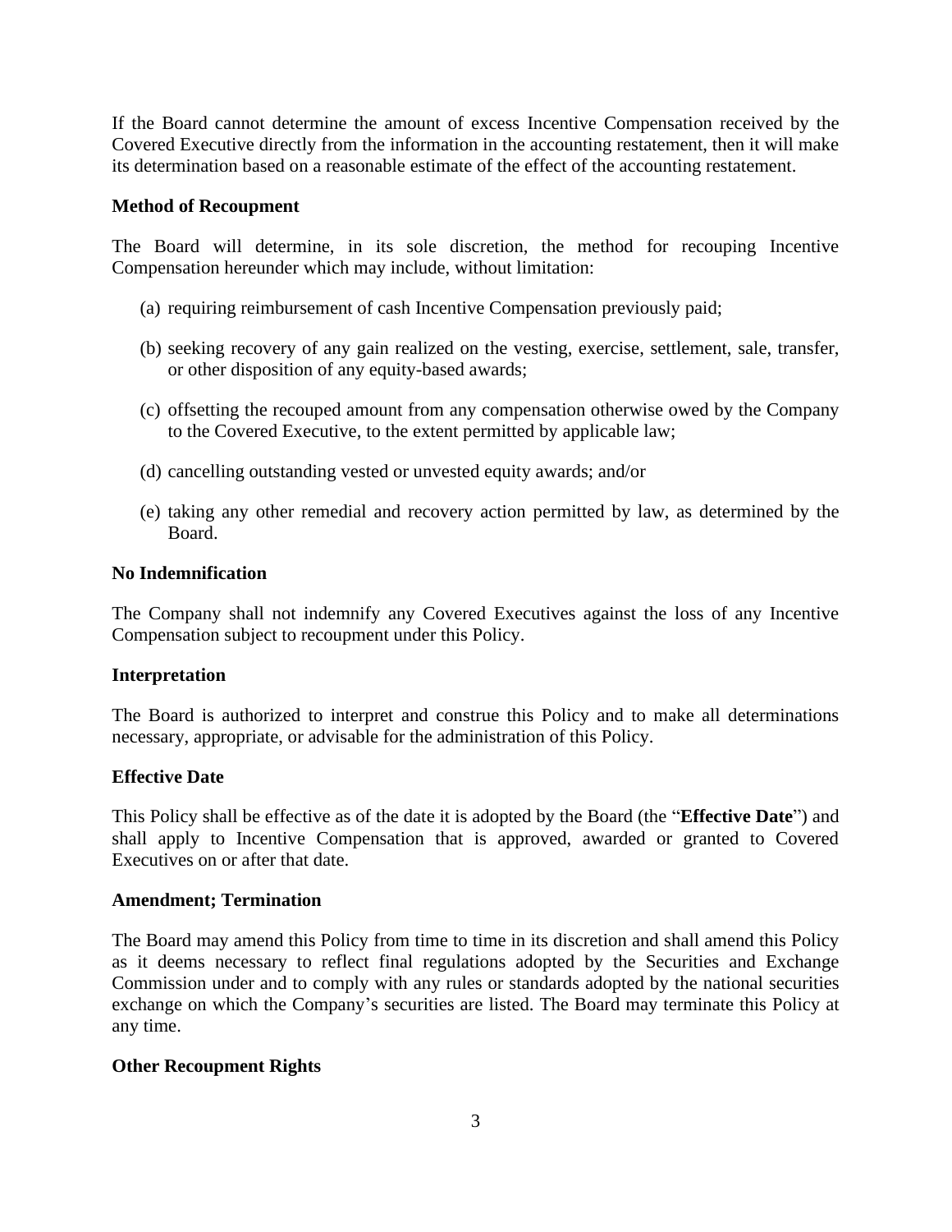If the Board cannot determine the amount of excess Incentive Compensation received by the Covered Executive directly from the information in the accounting restatement, then it will make its determination based on a reasonable estimate of the effect of the accounting restatement.

**Method of Recoupment**

The Board will determine, in its sole discretion, the method for recouping Incentive Compensation hereunder which may include, without limitation:

(a) requiring reimbursement of cash Incentive Compensation previously paid;

(b) seeking recovery of any gain realized on the vesting, exercise, settlement, sale, transfer, or other disposition of any equity-based awards;

(c) offsetting the recouped amount from any compensation otherwise owed by the Company to the Covered Executive, to the extent permitted by applicable law;

(d) cancelling outstanding vested or unvested equity awards; and/or

(e) taking any other remedial and recovery action permitted by law, as determined by the Board.

**No Indemnification**

The Company shall not indemnify any Covered Executives against the loss of any Incentive Compensation subject to recoupment under this Policy.

**Interpretation**

The Board is authorized to interpret and construe this Policy and to make all determinations necessary, appropriate, or advisable for the administration of this Policy.

**Effective Date**

This Policy shall be effective as of the date it is adopted by the Board (the "**Effective Date**") and shall apply to Incentive Compensation that is approved, awarded or granted to Covered Executives on or after that date.

**Amendment; Termination**

The Board may amend this Policy from time to time in its discretion and shall amend this Policy as it deems necessary to reflect final regulations adopted by the Securities and Exchange Commission under and to comply with any rules or standards adopted by the national securities exchange on which the Company's securities are listed. The Board may terminate this Policy at any time.

**Other Recoupment Rights**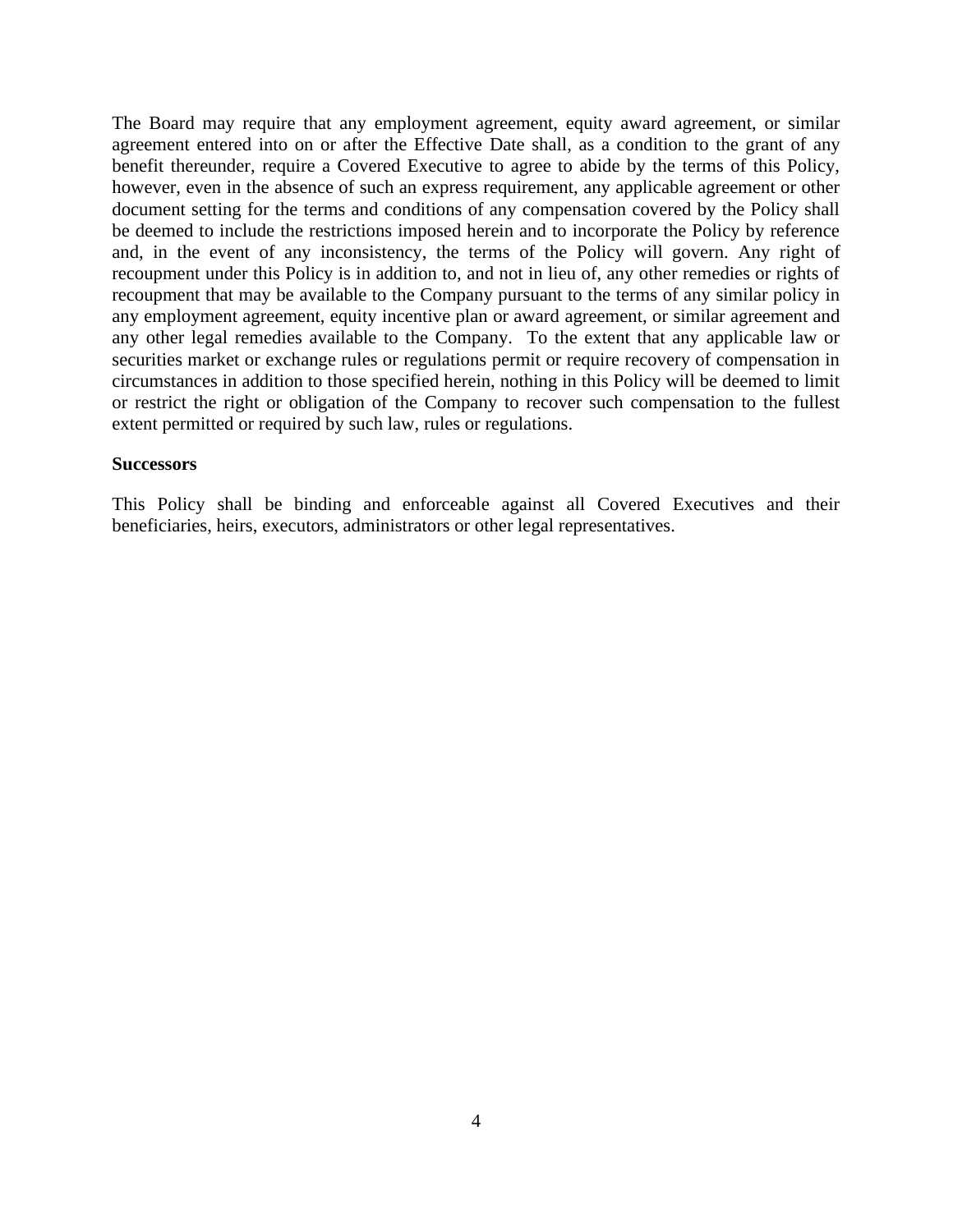The Board may require that any employment agreement, equity award agreement, or similar agreement entered into on or after the Effective Date shall, as a condition to the grant of any benefit thereunder, require a Covered Executive to agree to abide by the terms of this Policy, however, even in the absence of such an express requirement, any applicable agreement or other document setting for the terms and conditions of any compensation covered by the Policy shall be deemed to include the restrictions imposed herein and to incorporate the Policy by reference and, in the event of any inconsistency, the terms of the Policy will govern. Any right of recoupment under this Policy is in addition to, and not in lieu of, any other remedies or rights of recoupment that may be available to the Company pursuant to the terms of any similar policy in any employment agreement, equity incentive plan or award agreement, or similar agreement and any other legal remedies available to the Company. To the extent that any applicable law or securities market or exchange rules or regulations permit or require recovery of compensation in circumstances in addition to those specified herein, nothing in this Policy will be deemed to limit or restrict the right or obligation of the Company to recover such compensation to the fullest extent permitted or required by such law, rules or regulations.

**Successors**

This Policy shall be binding and enforceable against all Covered Executives and their beneficiaries, heirs, executors, administrators or other legal representatives.